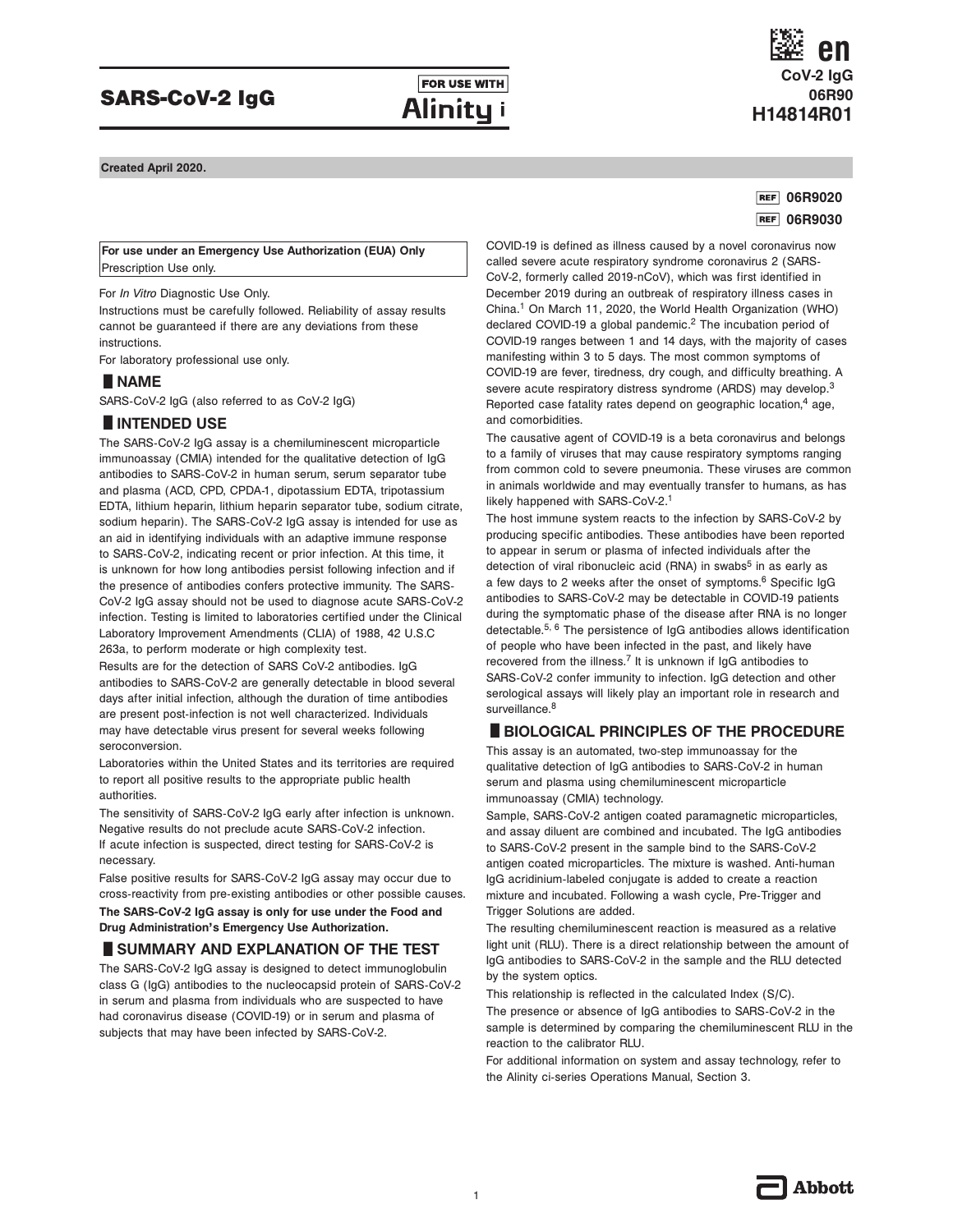# SARS-CoV-2 IgG

FOR USE WITH **Alinity i**

**en**
**CoV-2 IgG**
**06R90**
**H14814R01**

**Created April 2020.**

REF **06R9020**
REF **06R9030**

**For use under an Emergency Use Authorization (EUA) Only**
Prescription Use only.

For *In Vitro* Diagnostic Use Only.

Instructions must be carefully followed. Reliability of assay results cannot be guaranteed if there are any deviations from these instructions.

For laboratory professional use only.

## NAME

SARS-CoV-2 IgG (also referred to as CoV-2 IgG)

## INTENDED USE

The SARS-CoV-2 IgG assay is a chemiluminescent microparticle immunoassay (CMIA) intended for the qualitative detection of IgG antibodies to SARS-CoV-2 in human serum, serum separator tube and plasma (ACD, CPD, CPDA-1, dipotassium EDTA, tripotassium EDTA, lithium heparin, lithium heparin separator tube, sodium citrate, sodium heparin). The SARS-CoV-2 IgG assay is intended for use as an aid in identifying individuals with an adaptive immune response to SARS-CoV-2, indicating recent or prior infection. At this time, it is unknown for how long antibodies persist following infection and if the presence of antibodies confers protective immunity. The SARS-CoV-2 IgG assay should not be used to diagnose acute SARS-CoV-2 infection. Testing is limited to laboratories certified under the Clinical Laboratory Improvement Amendments (CLIA) of 1988, 42 U.S.C 263a, to perform moderate or high complexity test.

Results are for the detection of SARS CoV-2 antibodies. IgG antibodies to SARS-CoV-2 are generally detectable in blood several days after initial infection, although the duration of time antibodies are present post-infection is not well characterized. Individuals may have detectable virus present for several weeks following seroconversion.

Laboratories within the United States and its territories are required to report all positive results to the appropriate public health authorities.

The sensitivity of SARS-CoV-2 IgG early after infection is unknown. Negative results do not preclude acute SARS-CoV-2 infection. If acute infection is suspected, direct testing for SARS-CoV-2 is necessary.

False positive results for SARS-CoV-2 IgG assay may occur due to cross-reactivity from pre-existing antibodies or other possible causes.

**The SARS-CoV-2 IgG assay is only for use under the Food and Drug Administration's Emergency Use Authorization.**

## SUMMARY AND EXPLANATION OF THE TEST

The SARS-CoV-2 IgG assay is designed to detect immunoglobulin class G (IgG) antibodies to the nucleocapsid protein of SARS-CoV-2 in serum and plasma from individuals who are suspected to have had coronavirus disease (COVID-19) or in serum and plasma of subjects that may have been infected by SARS-CoV-2.

COVID-19 is defined as illness caused by a novel coronavirus now called severe acute respiratory syndrome coronavirus 2 (SARS-CoV-2, formerly called 2019-nCoV), which was first identified in December 2019 during an outbreak of respiratory illness cases in China.[1] On March 11, 2020, the World Health Organization (WHO) declared COVID-19 a global pandemic.[2] The incubation period of COVID-19 ranges between 1 and 14 days, with the majority of cases manifesting within 3 to 5 days. The most common symptoms of COVID-19 are fever, tiredness, dry cough, and difficulty breathing. A severe acute respiratory distress syndrome (ARDS) may develop.[3] Reported case fatality rates depend on geographic location,[4] age, and comorbidities.

The causative agent of COVID-19 is a beta coronavirus and belongs to a family of viruses that may cause respiratory symptoms ranging from common cold to severe pneumonia. These viruses are common in animals worldwide and may eventually transfer to humans, as has likely happened with SARS-CoV-2.[1]

The host immune system reacts to the infection by SARS-CoV-2 by producing specific antibodies. These antibodies have been reported to appear in serum or plasma of infected individuals after the detection of viral ribonucleic acid (RNA) in swabs[5] in as early as a few days to 2 weeks after the onset of symptoms.[6] Specific IgG antibodies to SARS-CoV-2 may be detectable in COVID-19 patients during the symptomatic phase of the disease after RNA is no longer detectable.[5, 6] The persistence of IgG antibodies allows identification of people who have been infected in the past, and likely have recovered from the illness.[7] It is unknown if IgG antibodies to SARS-CoV-2 confer immunity to infection. IgG detection and other serological assays will likely play an important role in research and surveillance.[8]

## BIOLOGICAL PRINCIPLES OF THE PROCEDURE

This assay is an automated, two-step immunoassay for the qualitative detection of IgG antibodies to SARS-CoV-2 in human serum and plasma using chemiluminescent microparticle immunoassay (CMIA) technology.

Sample, SARS-CoV-2 antigen coated paramagnetic microparticles, and assay diluent are combined and incubated. The IgG antibodies to SARS-CoV-2 present in the sample bind to the SARS-CoV-2 antigen coated microparticles. The mixture is washed. Anti-human IgG acridinium-labeled conjugate is added to create a reaction mixture and incubated. Following a wash cycle, Pre-Trigger and Trigger Solutions are added.

The resulting chemiluminescent reaction is measured as a relative light unit (RLU). There is a direct relationship between the amount of IgG antibodies to SARS-CoV-2 in the sample and the RLU detected by the system optics.

This relationship is reflected in the calculated Index (S/C).

The presence or absence of IgG antibodies to SARS-CoV-2 in the sample is determined by comparing the chemiluminescent RLU in the reaction to the calibrator RLU.

For additional information on system and assay technology, refer to the Alinity ci-series Operations Manual, Section 3.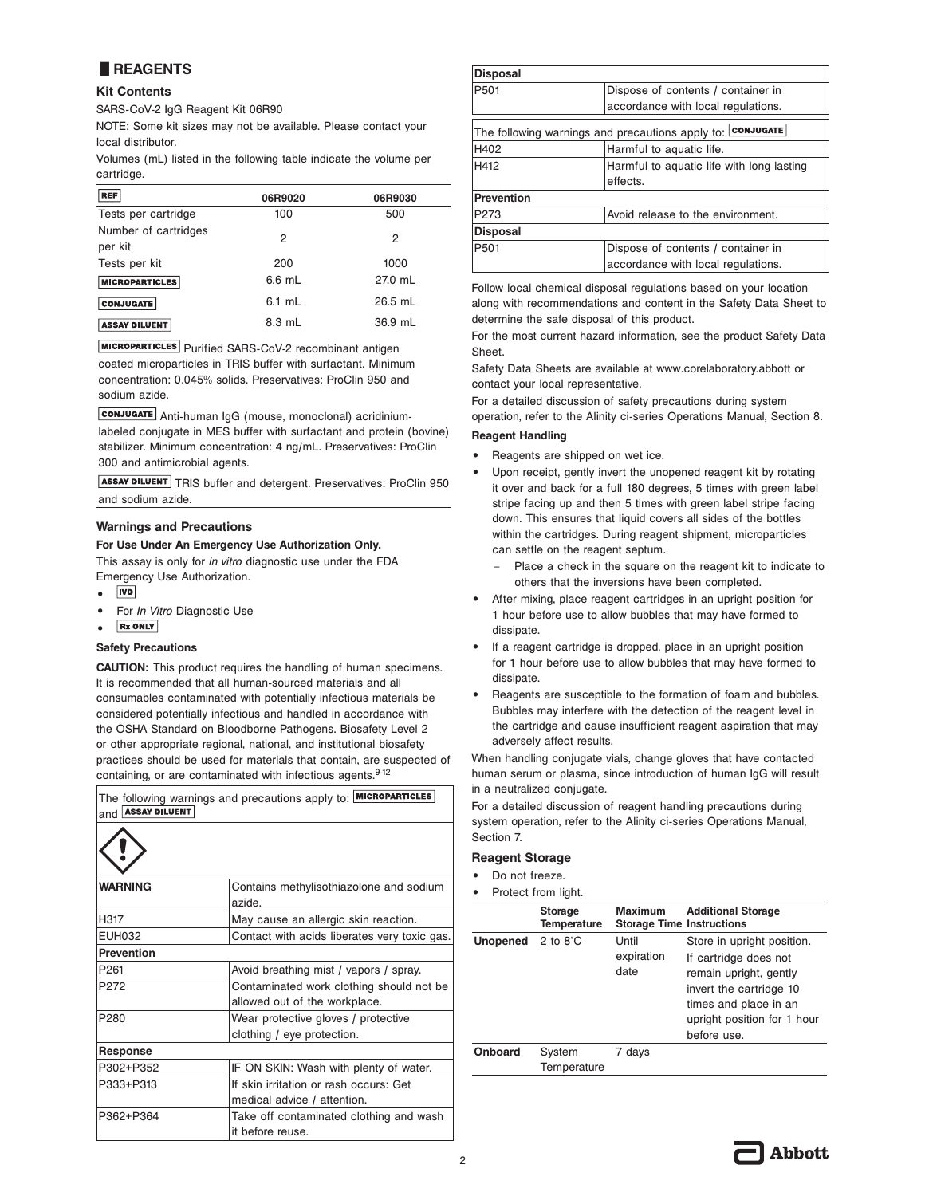## REAGENTS

### Kit Contents

SARS-CoV-2 IgG Reagent Kit 06R90

NOTE: Some kit sizes may not be available. Please contact your local distributor.

Volumes (mL) listed in the following table indicate the volume per cartridge.

| REF | 06R9020 | 06R9030 |
|---|---|---|
| Tests per cartridge | 100 | 500 |
| Number of cartridges per kit | 2 | 2 |
| Tests per kit | 200 | 1000 |
| MICROPARTICLES | 6.6 mL | 27.0 mL |
| CONJUGATE | 6.1 mL | 26.5 mL |
| ASSAY DILUENT | 8.3 mL | 36.9 mL |

MICROPARTICLES Purified SARS-CoV-2 recombinant antigen coated microparticles in TRIS buffer with surfactant. Minimum concentration: 0.045% solids. Preservatives: ProClin 950 and sodium azide.

CONJUGATE Anti-human IgG (mouse, monoclonal) acridinium-labeled conjugate in MES buffer with surfactant and protein (bovine) stabilizer. Minimum concentration: 4 ng/mL. Preservatives: ProClin 300 and antimicrobial agents.

ASSAY DILUENT TRIS buffer and detergent. Preservatives: ProClin 950 and sodium azide.

### Warnings and Precautions

**For Use Under An Emergency Use Authorization Only.**

This assay is only for *in vitro* diagnostic use under the FDA Emergency Use Authorization.

- IVD
- For *In Vitro* Diagnostic Use
- Rx ONLY

#### Safety Precautions

**CAUTION:** This product requires the handling of human specimens. It is recommended that all human-sourced materials and all consumables contaminated with potentially infectious materials be considered potentially infectious and handled in accordance with the OSHA Standard on Bloodborne Pathogens. Biosafety Level 2 or other appropriate regional, national, and institutional biosafety practices should be used for materials that contain, are suspected of containing, or are contaminated with infectious agents.[9-12]

The following warnings and precautions apply to: MICROPARTICLES and ASSAY DILUENT

| | |
|---|---|
| **WARNING** | Contains methylisothiazolone and sodium azide. |
| H317 | May cause an allergic skin reaction. |
| EUH032 | Contact with acids liberates very toxic gas. |
| **Prevention** | |
| P261 | Avoid breathing mist / vapors / spray. |
| P272 | Contaminated work clothing should not be allowed out of the workplace. |
| P280 | Wear protective gloves / protective clothing / eye protection. |
| **Response** | |
| P302+P352 | IF ON SKIN: Wash with plenty of water. |
| P333+P313 | If skin irritation or rash occurs: Get medical advice / attention. |
| P362+P364 | Take off contaminated clothing and wash it before reuse. |
| **Disposal** | |
| P501 | Dispose of contents / container in accordance with local regulations. |

The following warnings and precautions apply to: CONJUGATE

| | |
|---|---|
| H402 | Harmful to aquatic life. |
| H412 | Harmful to aquatic life with long lasting effects. |
| **Prevention** | |
| P273 | Avoid release to the environment. |
| **Disposal** | |
| P501 | Dispose of contents / container in accordance with local regulations. |

Follow local chemical disposal regulations based on your location along with recommendations and content in the Safety Data Sheet to determine the safe disposal of this product.

For the most current hazard information, see the product Safety Data Sheet.

Safety Data Sheets are available at www.corelaboratory.abbott or contact your local representative.

For a detailed discussion of safety precautions during system operation, refer to the Alinity ci-series Operations Manual, Section 8.

#### Reagent Handling

- Reagents are shipped on wet ice.
- Upon receipt, gently invert the unopened reagent kit by rotating it over and back for a full 180 degrees, 5 times with green label stripe facing up and then 5 times with green label stripe facing down. This ensures that liquid covers all sides of the bottles within the cartridges. During reagent shipment, microparticles can settle on the reagent septum.
  - Place a check in the square on the reagent kit to indicate to others that the inversions have been completed.
- After mixing, place reagent cartridges in an upright position for 1 hour before use to allow bubbles that may have formed to dissipate.
- If a reagent cartridge is dropped, place in an upright position for 1 hour before use to allow bubbles that may have formed to dissipate.
- Reagents are susceptible to the formation of foam and bubbles. Bubbles may interfere with the detection of the reagent level in the cartridge and cause insufficient reagent aspiration that may adversely affect results.

When handling conjugate vials, change gloves that have contacted human serum or plasma, since introduction of human IgG will result in a neutralized conjugate.

For a detailed discussion of reagent handling precautions during system operation, refer to the Alinity ci-series Operations Manual, Section 7.

### Reagent Storage

- Do not freeze.
- Protect from light.

| | Storage Temperature | Maximum Storage Time | Additional Storage Instructions |
|---|---|---|---|
| **Unopened** | 2 to 8°C | Until expiration date | Store in upright position. If cartridge does not remain upright, gently invert the cartridge 10 times and place in an upright position for 1 hour before use. |
| **Onboard** | System Temperature | 7 days | |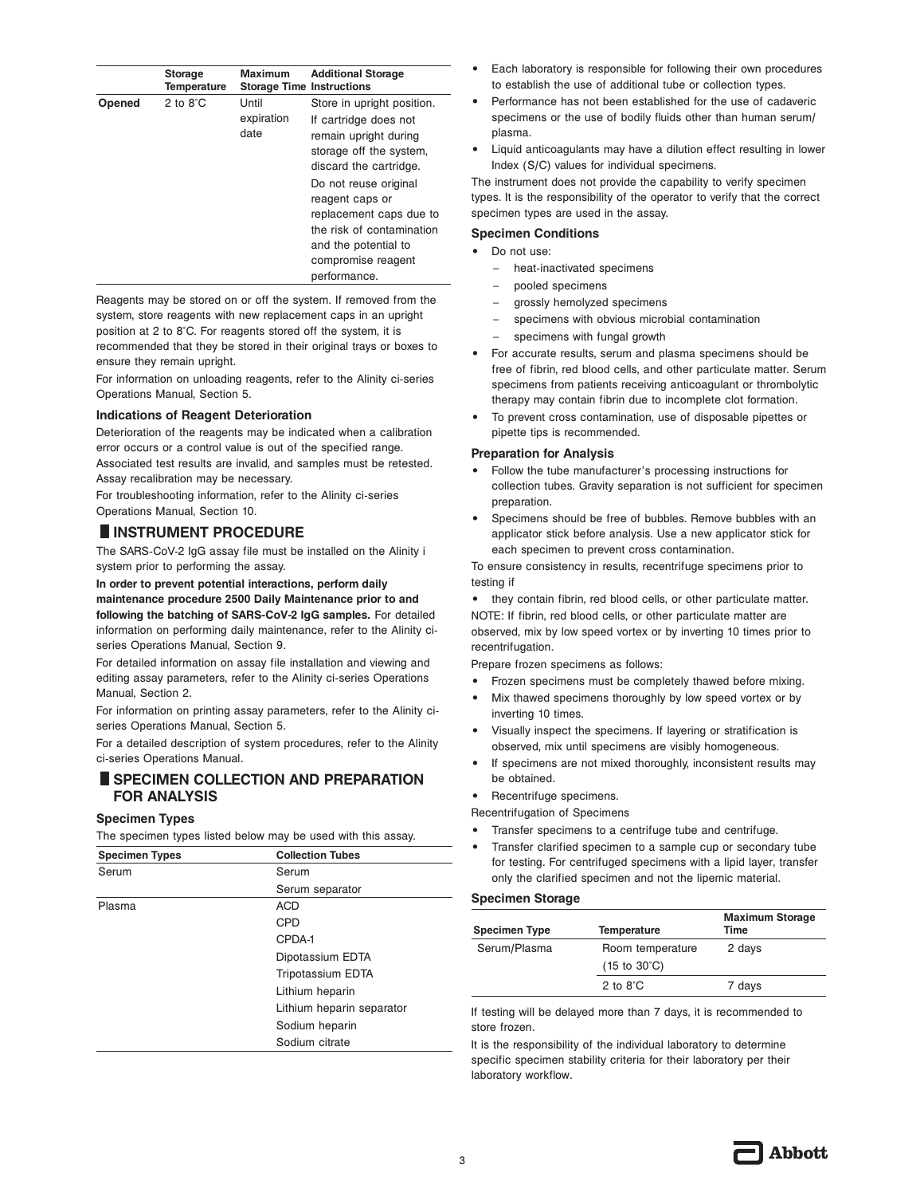| | Storage Temperature | Maximum Storage Time | Additional Storage Instructions |
|---|---|---|---|
| **Opened** | 2 to 8°C | Until expiration date | Store in upright position. If cartridge does not remain upright during storage off the system, discard the cartridge. Do not reuse original reagent caps or replacement caps due to the risk of contamination and the potential to compromise reagent performance. |

Reagents may be stored on or off the system. If removed from the system, store reagents with new replacement caps in an upright position at 2 to 8°C. For reagents stored off the system, it is recommended that they be stored in their original trays or boxes to ensure they remain upright.

For information on unloading reagents, refer to the Alinity ci-series Operations Manual, Section 5.

### Indications of Reagent Deterioration

Deterioration of the reagents may be indicated when a calibration error occurs or a control value is out of the specified range. Associated test results are invalid, and samples must be retested. Assay recalibration may be necessary.

For troubleshooting information, refer to the Alinity ci-series Operations Manual, Section 10.

## INSTRUMENT PROCEDURE

The SARS-CoV-2 IgG assay file must be installed on the Alinity i system prior to performing the assay.

**In order to prevent potential interactions, perform daily maintenance procedure 2500 Daily Maintenance prior to and following the batching of SARS-CoV-2 IgG samples.** For detailed information on performing daily maintenance, refer to the Alinity ci-series Operations Manual, Section 9.

For detailed information on assay file installation and viewing and editing assay parameters, refer to the Alinity ci-series Operations Manual, Section 2.

For information on printing assay parameters, refer to the Alinity ci-series Operations Manual, Section 5.

For a detailed description of system procedures, refer to the Alinity ci-series Operations Manual.

## SPECIMEN COLLECTION AND PREPARATION FOR ANALYSIS

### Specimen Types

The specimen types listed below may be used with this assay.

| Specimen Types | Collection Tubes |
|---|---|
| Serum | Serum |
| | Serum separator |
| Plasma | ACD |
| | CPD |
| | CPDA-1 |
| | Dipotassium EDTA |
| | Tripotassium EDTA |
| | Lithium heparin |
| | Lithium heparin separator |
| | Sodium heparin |
| | Sodium citrate |

- Each laboratory is responsible for following their own procedures to establish the use of additional tube or collection types.
- Performance has not been established for the use of cadaveric specimens or the use of bodily fluids other than human serum/plasma.
- Liquid anticoagulants may have a dilution effect resulting in lower Index (S/C) values for individual specimens.

The instrument does not provide the capability to verify specimen types. It is the responsibility of the operator to verify that the correct specimen types are used in the assay.

### Specimen Conditions

- Do not use:
  - heat-inactivated specimens
  - pooled specimens
  - grossly hemolyzed specimens
  - specimens with obvious microbial contamination
  - specimens with fungal growth
- For accurate results, serum and plasma specimens should be free of fibrin, red blood cells, and other particulate matter. Serum specimens from patients receiving anticoagulant or thrombolytic therapy may contain fibrin due to incomplete clot formation.
- To prevent cross contamination, use of disposable pipettes or pipette tips is recommended.

### Preparation for Analysis

- Follow the tube manufacturer's processing instructions for collection tubes. Gravity separation is not sufficient for specimen preparation.
- Specimens should be free of bubbles. Remove bubbles with an applicator stick before analysis. Use a new applicator stick for each specimen to prevent cross contamination.

To ensure consistency in results, recentrifuge specimens prior to testing if

- they contain fibrin, red blood cells, or other particulate matter.

NOTE: If fibrin, red blood cells, or other particulate matter are observed, mix by low speed vortex or by inverting 10 times prior to recentrifugation.

Prepare frozen specimens as follows:

- Frozen specimens must be completely thawed before mixing.
- Mix thawed specimens thoroughly by low speed vortex or by inverting 10 times.
- Visually inspect the specimens. If layering or stratification is observed, mix until specimens are visibly homogeneous.
- If specimens are not mixed thoroughly, inconsistent results may be obtained.
- Recentrifuge specimens.

Recentrifugation of Specimens

- Transfer specimens to a centrifuge tube and centrifuge.
- Transfer clarified specimen to a sample cup or secondary tube for testing. For centrifuged specimens with a lipid layer, transfer only the clarified specimen and not the lipemic material.

### Specimen Storage

| Specimen Type | Temperature | Maximum Storage Time |
|---|---|---|
| Serum/Plasma | Room temperature (15 to 30°C) | 2 days |
| | 2 to 8°C | 7 days |

If testing will be delayed more than 7 days, it is recommended to store frozen.

It is the responsibility of the individual laboratory to determine specific specimen stability criteria for their laboratory per their laboratory workflow.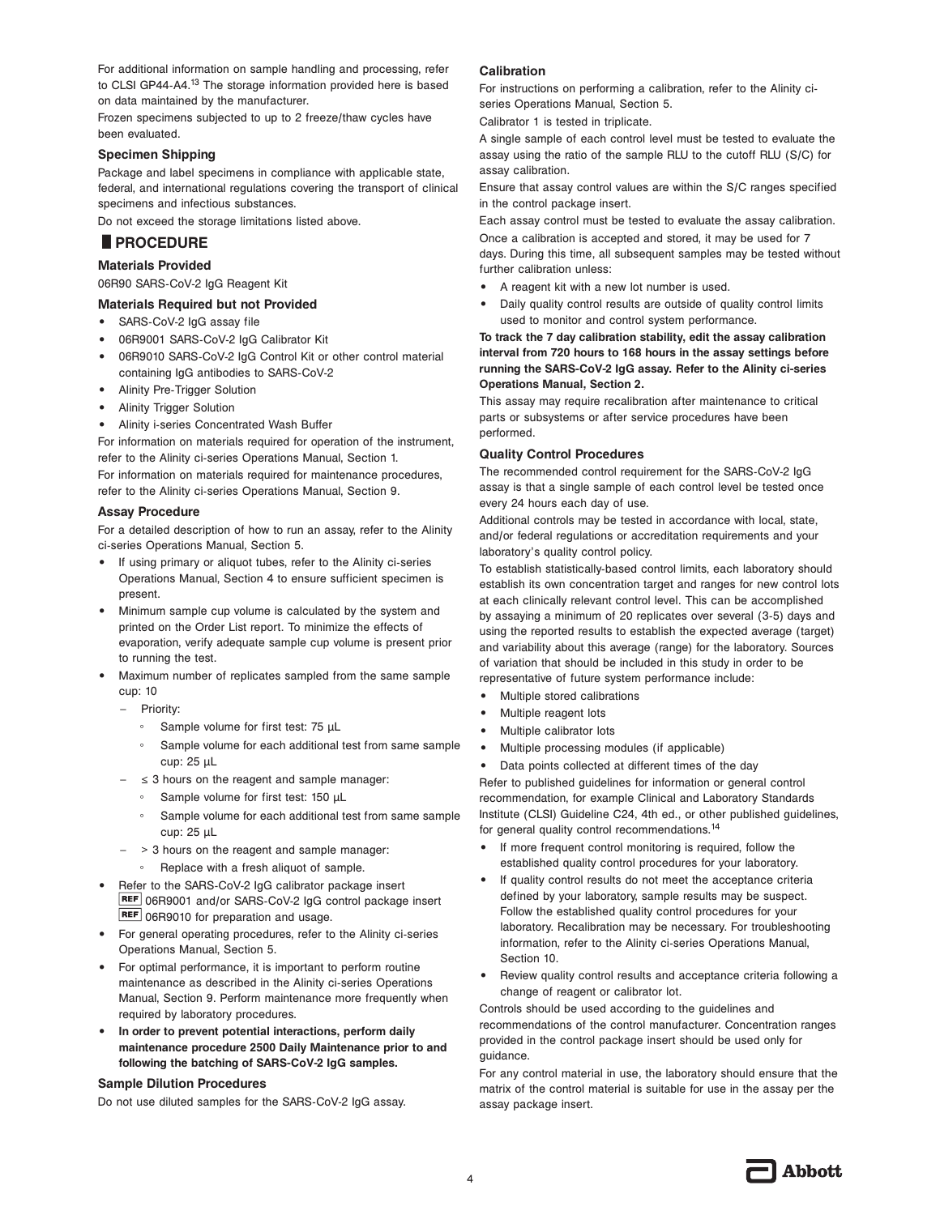For additional information on sample handling and processing, refer to CLSI GP44-A4.[13] The storage information provided here is based on data maintained by the manufacturer.

Frozen specimens subjected to up to 2 freeze/thaw cycles have been evaluated.

### Specimen Shipping

Package and label specimens in compliance with applicable state, federal, and international regulations covering the transport of clinical specimens and infectious substances.

Do not exceed the storage limitations listed above.

## PROCEDURE

### Materials Provided

06R90 SARS-CoV-2 IgG Reagent Kit

### Materials Required but not Provided

- SARS-CoV-2 IgG assay file
- 06R9001 SARS-CoV-2 IgG Calibrator Kit
- 06R9010 SARS-CoV-2 IgG Control Kit or other control material containing IgG antibodies to SARS-CoV-2
- Alinity Pre-Trigger Solution
- Alinity Trigger Solution
- Alinity i-series Concentrated Wash Buffer

For information on materials required for operation of the instrument, refer to the Alinity ci-series Operations Manual, Section 1.

For information on materials required for maintenance procedures, refer to the Alinity ci-series Operations Manual, Section 9.

### Assay Procedure

For a detailed description of how to run an assay, refer to the Alinity ci-series Operations Manual, Section 5.

- If using primary or aliquot tubes, refer to the Alinity ci-series Operations Manual, Section 4 to ensure sufficient specimen is present.
- Minimum sample cup volume is calculated by the system and printed on the Order List report. To minimize the effects of evaporation, verify adequate sample cup volume is present prior to running the test.
- Maximum number of replicates sampled from the same sample cup: 10
  - Priority:
    - Sample volume for first test: 75 µL
    - Sample volume for each additional test from same sample cup: 25 µL
  - ≤ 3 hours on the reagent and sample manager:
    - Sample volume for first test: 150 µL
    - Sample volume for each additional test from same sample cup: 25 µL
  - > 3 hours on the reagent and sample manager:
    - Replace with a fresh aliquot of sample.
- Refer to the SARS-CoV-2 IgG calibrator package insert REF 06R9001 and/or SARS-CoV-2 IgG control package insert REF 06R9010 for preparation and usage.
- For general operating procedures, refer to the Alinity ci-series Operations Manual, Section 5.
- For optimal performance, it is important to perform routine maintenance as described in the Alinity ci-series Operations Manual, Section 9. Perform maintenance more frequently when required by laboratory procedures.
- **In order to prevent potential interactions, perform daily maintenance procedure 2500 Daily Maintenance prior to and following the batching of SARS-CoV-2 IgG samples.**

### Sample Dilution Procedures

Do not use diluted samples for the SARS-CoV-2 IgG assay.

### Calibration

For instructions on performing a calibration, refer to the Alinity ci-series Operations Manual, Section 5.

Calibrator 1 is tested in triplicate.

A single sample of each control level must be tested to evaluate the assay using the ratio of the sample RLU to the cutoff RLU (S/C) for assay calibration.

Ensure that assay control values are within the S/C ranges specified in the control package insert.

Each assay control must be tested to evaluate the assay calibration.

Once a calibration is accepted and stored, it may be used for 7 days. During this time, all subsequent samples may be tested without further calibration unless:

- A reagent kit with a new lot number is used.
- Daily quality control results are outside of quality control limits used to monitor and control system performance.

**To track the 7 day calibration stability, edit the assay calibration interval from 720 hours to 168 hours in the assay settings before running the SARS-CoV-2 IgG assay. Refer to the Alinity ci-series Operations Manual, Section 2.**

This assay may require recalibration after maintenance to critical parts or subsystems or after service procedures have been performed.

### Quality Control Procedures

The recommended control requirement for the SARS-CoV-2 IgG assay is that a single sample of each control level be tested once every 24 hours each day of use.

Additional controls may be tested in accordance with local, state, and/or federal regulations or accreditation requirements and your laboratory's quality control policy.

To establish statistically-based control limits, each laboratory should establish its own concentration target and ranges for new control lots at each clinically relevant control level. This can be accomplished by assaying a minimum of 20 replicates over several (3-5) days and using the reported results to establish the expected average (target) and variability about this average (range) for the laboratory. Sources of variation that should be included in this study in order to be representative of future system performance include:

- Multiple stored calibrations
- Multiple reagent lots
- Multiple calibrator lots
- Multiple processing modules (if applicable)
- Data points collected at different times of the day

Refer to published guidelines for information or general control recommendation, for example Clinical and Laboratory Standards Institute (CLSI) Guideline C24, 4th ed., or other published guidelines, for general quality control recommendations.[14]

- If more frequent control monitoring is required, follow the established quality control procedures for your laboratory.
- If quality control results do not meet the acceptance criteria defined by your laboratory, sample results may be suspect. Follow the established quality control procedures for your laboratory. Recalibration may be necessary. For troubleshooting information, refer to the Alinity ci-series Operations Manual, Section 10.
- Review quality control results and acceptance criteria following a change of reagent or calibrator lot.

Controls should be used according to the guidelines and recommendations of the control manufacturer. Concentration ranges provided in the control package insert should be used only for guidance.

For any control material in use, the laboratory should ensure that the matrix of the control material is suitable for use in the assay per the assay package insert.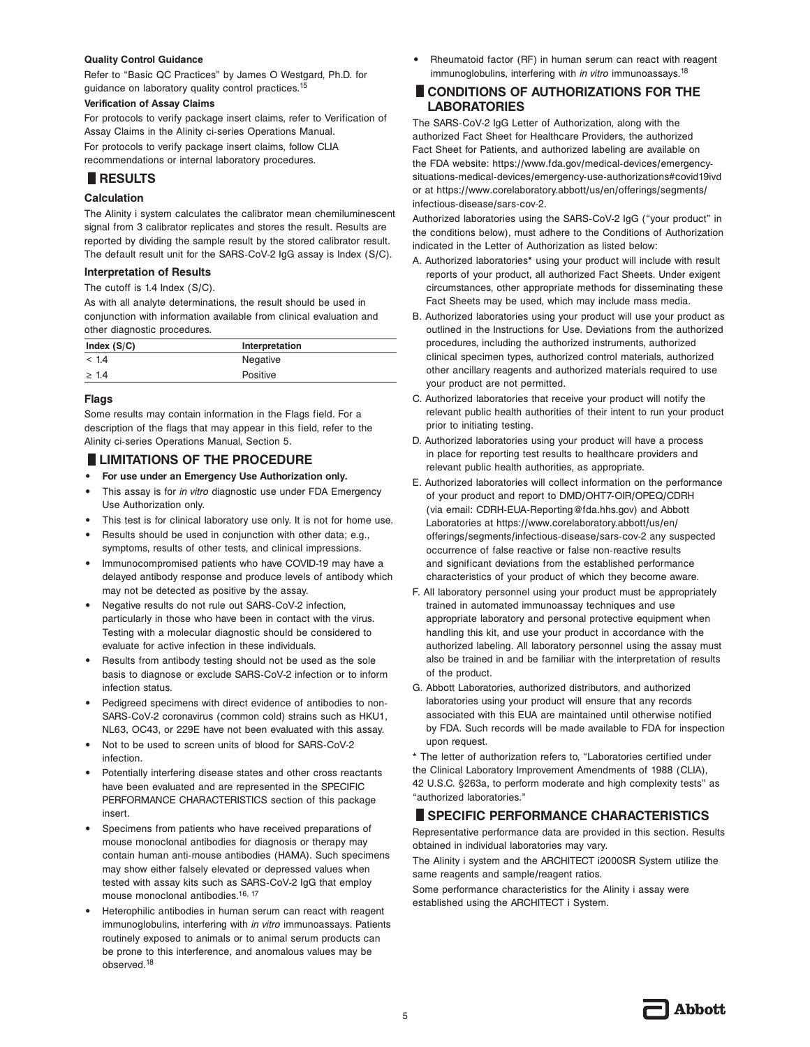**Quality Control Guidance**

Refer to "Basic QC Practices" by James O Westgard, Ph.D. for guidance on laboratory quality control practices.[15]

**Verification of Assay Claims**

For protocols to verify package insert claims, refer to Verification of Assay Claims in the Alinity ci-series Operations Manual.

For protocols to verify package insert claims, follow CLIA recommendations or internal laboratory procedures.

## RESULTS

### Calculation

The Alinity i system calculates the calibrator mean chemiluminescent signal from 3 calibrator replicates and stores the result. Results are reported by dividing the sample result by the stored calibrator result. The default result unit for the SARS-CoV-2 IgG assay is Index (S/C).

### Interpretation of Results

The cutoff is 1.4 Index (S/C).

As with all analyte determinations, the result should be used in conjunction with information available from clinical evaluation and other diagnostic procedures.

| Index (S/C) | Interpretation |
|---|---|
| < 1.4 | Negative |
| ≥ 1.4 | Positive |

### Flags

Some results may contain information in the Flags field. For a description of the flags that may appear in this field, refer to the Alinity ci-series Operations Manual, Section 5.

## LIMITATIONS OF THE PROCEDURE

- **For use under an Emergency Use Authorization only.**
- This assay is for *in vitro* diagnostic use under FDA Emergency Use Authorization only.
- This test is for clinical laboratory use only. It is not for home use.
- Results should be used in conjunction with other data; e.g., symptoms, results of other tests, and clinical impressions.
- Immunocompromised patients who have COVID-19 may have a delayed antibody response and produce levels of antibody which may not be detected as positive by the assay.
- Negative results do not rule out SARS-CoV-2 infection, particularly in those who have been in contact with the virus. Testing with a molecular diagnostic should be considered to evaluate for active infection in these individuals.
- Results from antibody testing should not be used as the sole basis to diagnose or exclude SARS-CoV-2 infection or to inform infection status.
- Pedigreed specimens with direct evidence of antibodies to non-SARS-CoV-2 coronavirus (common cold) strains such as HKU1, NL63, OC43, or 229E have not been evaluated with this assay.
- Not to be used to screen units of blood for SARS-CoV-2 infection.
- Potentially interfering disease states and other cross reactants have been evaluated and are represented in the SPECIFIC PERFORMANCE CHARACTERISTICS section of this package insert.
- Specimens from patients who have received preparations of mouse monoclonal antibodies for diagnosis or therapy may contain human anti-mouse antibodies (HAMA). Such specimens may show either falsely elevated or depressed values when tested with assay kits such as SARS-CoV-2 IgG that employ mouse monoclonal antibodies.[16, 17]
- Heterophilic antibodies in human serum can react with reagent immunoglobulins, interfering with *in vitro* immunoassays. Patients routinely exposed to animals or to animal serum products can be prone to this interference, and anomalous values may be observed.[18]
- Rheumatoid factor (RF) in human serum can react with reagent immunoglobulins, interfering with *in vitro* immunoassays.[18]

## CONDITIONS OF AUTHORIZATIONS FOR THE LABORATORIES

The SARS-CoV-2 IgG Letter of Authorization, along with the authorized Fact Sheet for Healthcare Providers, the authorized Fact Sheet for Patients, and authorized labeling are available on the FDA website: https://www.fda.gov/medical-devices/emergency-situations-medical-devices/emergency-use-authorizations#covid19ivd or at https://www.corelaboratory.abbott/us/en/offerings/segments/infectious-disease/sars-cov-2.

Authorized laboratories using the SARS-CoV-2 IgG ("your product" in the conditions below), must adhere to the Conditions of Authorization indicated in the Letter of Authorization as listed below:

A. Authorized laboratories* using your product will include with result reports of your product, all authorized Fact Sheets. Under exigent circumstances, other appropriate methods for disseminating these Fact Sheets may be used, which may include mass media.

B. Authorized laboratories using your product will use your product as outlined in the Instructions for Use. Deviations from the authorized procedures, including the authorized instruments, authorized clinical specimen types, authorized control materials, authorized other ancillary reagents and authorized materials required to use your product are not permitted.

C. Authorized laboratories that receive your product will notify the relevant public health authorities of their intent to run your product prior to initiating testing.

D. Authorized laboratories using your product will have a process in place for reporting test results to healthcare providers and relevant public health authorities, as appropriate.

E. Authorized laboratories will collect information on the performance of your product and report to DMD/OHT7-OIR/OPEQ/CDRH (via email: CDRH-EUA-Reporting@fda.hhs.gov) and Abbott Laboratories at https://www.corelaboratory.abbott/us/en/offerings/segments/infectious-disease/sars-cov-2 any suspected occurrence of false reactive or false non-reactive results and significant deviations from the established performance characteristics of your product of which they become aware.

F. All laboratory personnel using your product must be appropriately trained in automated immunoassay techniques and use appropriate laboratory and personal protective equipment when handling this kit, and use your product in accordance with the authorized labeling. All laboratory personnel using the assay must also be trained in and be familiar with the interpretation of results of the product.

G. Abbott Laboratories, authorized distributors, and authorized laboratories using your product will ensure that any records associated with this EUA are maintained until otherwise notified by FDA. Such records will be made available to FDA for inspection upon request.

\* The letter of authorization refers to, "Laboratories certified under the Clinical Laboratory Improvement Amendments of 1988 (CLIA), 42 U.S.C. §263a, to perform moderate and high complexity tests" as "authorized laboratories."

## SPECIFIC PERFORMANCE CHARACTERISTICS

Representative performance data are provided in this section. Results obtained in individual laboratories may vary.

The Alinity i system and the ARCHITECT i2000SR System utilize the same reagents and sample/reagent ratios.

Some performance characteristics for the Alinity i assay were established using the ARCHITECT i System.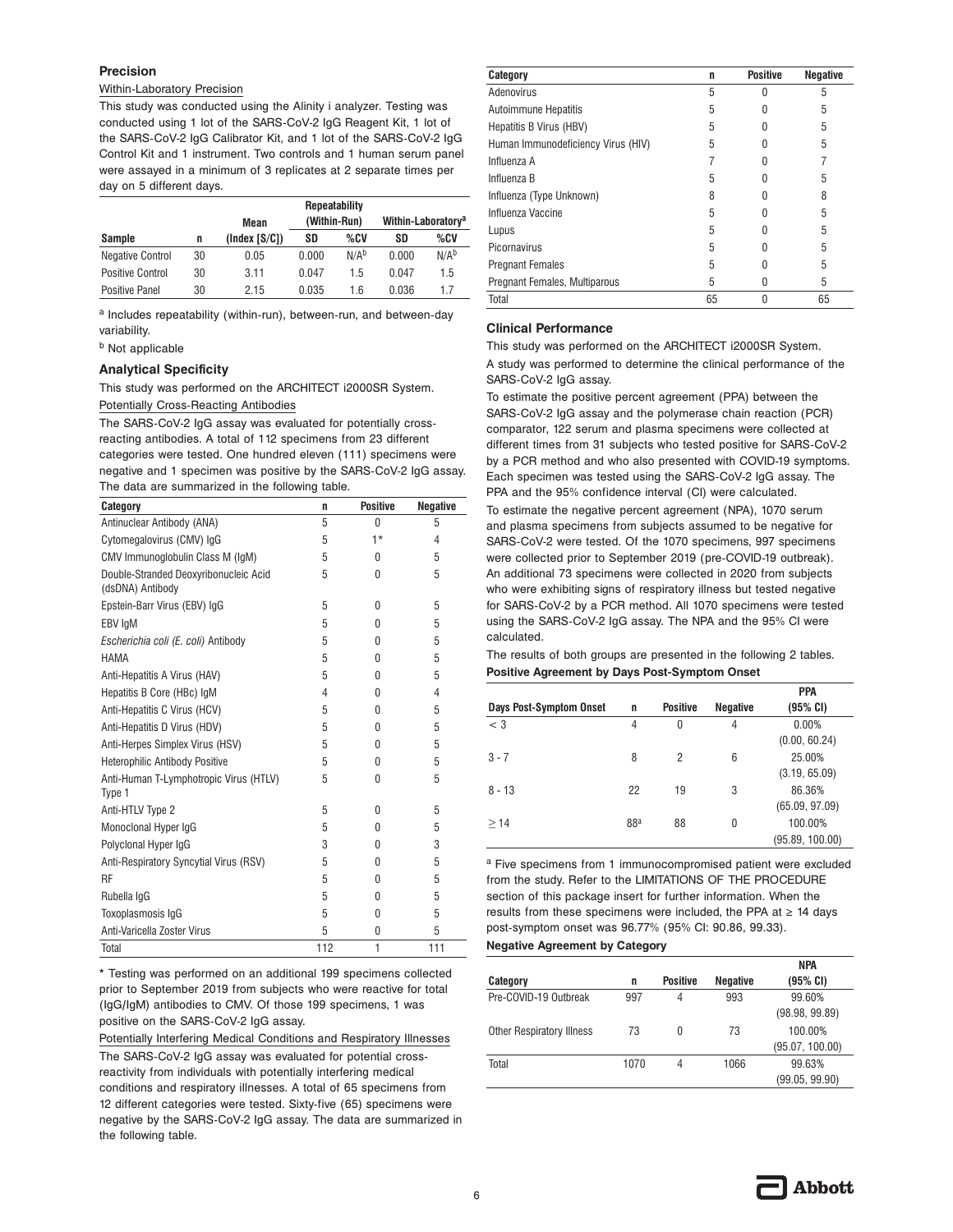### Precision

Within-Laboratory Precision

This study was conducted using the Alinity i analyzer. Testing was conducted using 1 lot of the SARS-CoV-2 IgG Reagent Kit, 1 lot of the SARS-CoV-2 IgG Calibrator Kit, and 1 lot of the SARS-CoV-2 IgG Control Kit and 1 instrument. Two controls and 1 human serum panel were assayed in a minimum of 3 replicates at 2 separate times per day on 5 different days.

| Sample | n | Mean (Index [S/C]) | Repeatability (Within-Run) | | Within-Laboratory[a] | |
|---|---|---|---|---|---|---|
| | | | SD | %CV | SD | %CV |
| Negative Control | 30 | 0.05 | 0.000 | N/A[b] | 0.000 | N/A[b] |
| Positive Control | 30 | 3.11 | 0.047 | 1.5 | 0.047 | 1.5 |
| Positive Panel | 30 | 2.15 | 0.035 | 1.6 | 0.036 | 1.7 |

[a] Includes repeatability (within-run), between-run, and between-day variability.

[b] Not applicable

### Analytical Specificity

This study was performed on the ARCHITECT i2000SR System.

Potentially Cross-Reacting Antibodies

The SARS-CoV-2 IgG assay was evaluated for potentially cross-reacting antibodies. A total of 112 specimens from 23 different categories were tested. One hundred eleven (111) specimens were negative and 1 specimen was positive by the SARS-CoV-2 IgG assay. The data are summarized in the following table.

| Category | n | Positive | Negative |
|---|---|---|---|
| Antinuclear Antibody (ANA) | 5 | 0 | 5 |
| Cytomegalovirus (CMV) IgG | 5 | 1* | 4 |
| CMV Immunoglobulin Class M (IgM) | 5 | 0 | 5 |
| Double-Stranded Deoxyribonucleic Acid (dsDNA) Antibody | 5 | 0 | 5 |
| Epstein-Barr Virus (EBV) IgG | 5 | 0 | 5 |
| EBV IgM | 5 | 0 | 5 |
| *Escherichia coli (E. coli)* Antibody | 5 | 0 | 5 |
| HAMA | 5 | 0 | 5 |
| Anti-Hepatitis A Virus (HAV) | 5 | 0 | 5 |
| Hepatitis B Core (HBc) IgM | 4 | 0 | 4 |
| Anti-Hepatitis C Virus (HCV) | 5 | 0 | 5 |
| Anti-Hepatitis D Virus (HDV) | 5 | 0 | 5 |
| Anti-Herpes Simplex Virus (HSV) | 5 | 0 | 5 |
| Heterophilic Antibody Positive | 5 | 0 | 5 |
| Anti-Human T-Lymphotropic Virus (HTLV) Type 1 | 5 | 0 | 5 |
| Anti-HTLV Type 2 | 5 | 0 | 5 |
| Monoclonal Hyper IgG | 5 | 0 | 5 |
| Polyclonal Hyper IgG | 3 | 0 | 3 |
| Anti-Respiratory Syncytial Virus (RSV) | 5 | 0 | 5 |
| RF | 5 | 0 | 5 |
| Rubella IgG | 5 | 0 | 5 |
| Toxoplasmosis IgG | 5 | 0 | 5 |
| Anti-Varicella Zoster Virus | 5 | 0 | 5 |
| Total | 112 | 1 | 111 |

\* Testing was performed on an additional 199 specimens collected prior to September 2019 from subjects who were reactive for total (IgG/IgM) antibodies to CMV. Of those 199 specimens, 1 was positive on the SARS-CoV-2 IgG assay.

Potentially Interfering Medical Conditions and Respiratory Illnesses

The SARS-CoV-2 IgG assay was evaluated for potential cross-reactivity from individuals with potentially interfering medical conditions and respiratory illnesses. A total of 65 specimens from 12 different categories were tested. Sixty-five (65) specimens were negative by the SARS-CoV-2 IgG assay. The data are summarized in the following table.

| Category | n | Positive | Negative |
|---|---|---|---|
| Adenovirus | 5 | 0 | 5 |
| Autoimmune Hepatitis | 5 | 0 | 5 |
| Hepatitis B Virus (HBV) | 5 | 0 | 5 |
| Human Immunodeficiency Virus (HIV) | 5 | 0 | 5 |
| Influenza A | 7 | 0 | 7 |
| Influenza B | 5 | 0 | 5 |
| Influenza (Type Unknown) | 8 | 0 | 8 |
| Influenza Vaccine | 5 | 0 | 5 |
| Lupus | 5 | 0 | 5 |
| Picornavirus | 5 | 0 | 5 |
| Pregnant Females | 5 | 0 | 5 |
| Pregnant Females, Multiparous | 5 | 0 | 5 |
| Total | 65 | 0 | 65 |

### Clinical Performance

This study was performed on the ARCHITECT i2000SR System.

A study was performed to determine the clinical performance of the SARS-CoV-2 IgG assay.

To estimate the positive percent agreement (PPA) between the SARS-CoV-2 IgG assay and the polymerase chain reaction (PCR) comparator, 122 serum and plasma specimens were collected at different times from 31 subjects who tested positive for SARS-CoV-2 by a PCR method and who also presented with COVID-19 symptoms. Each specimen was tested using the SARS-CoV-2 IgG assay. The PPA and the 95% confidence interval (CI) were calculated.

To estimate the negative percent agreement (NPA), 1070 serum and plasma specimens from subjects assumed to be negative for SARS-CoV-2 were tested. Of the 1070 specimens, 997 specimens were collected prior to September 2019 (pre-COVID-19 outbreak). An additional 73 specimens were collected in 2020 from subjects who were exhibiting signs of respiratory illness but tested negative for SARS-CoV-2 by a PCR method. All 1070 specimens were tested using the SARS-CoV-2 IgG assay. The NPA and the 95% CI were calculated.

The results of both groups are presented in the following 2 tables.

**Positive Agreement by Days Post-Symptom Onset**

| Days Post-Symptom Onset | n | Positive | Negative | PPA (95% CI) |
|---|---|---|---|---|
| < 3 | 4 | 0 | 4 | 0.00% (0.00, 60.24) |
| 3 - 7 | 8 | 2 | 6 | 25.00% (3.19, 65.09) |
| 8 - 13 | 22 | 19 | 3 | 86.36% (65.09, 97.09) |
| ≥ 14 | 88[a] | 88 | 0 | 100.00% (95.89, 100.00) |

[a] Five specimens from 1 immunocompromised patient were excluded from the study. Refer to the LIMITATIONS OF THE PROCEDURE section of this package insert for further information. When the results from these specimens were included, the PPA at ≥ 14 days post-symptom onset was 96.77% (95% CI: 90.86, 99.33).

**Negative Agreement by Category**

| Category | n | Positive | Negative | NPA (95% CI) |
|---|---|---|---|---|
| Pre-COVID-19 Outbreak | 997 | 4 | 993 | 99.60% (98.98, 99.89) |
| Other Respiratory Illness | 73 | 0 | 73 | 100.00% (95.07, 100.00) |
| Total | 1070 | 4 | 1066 | 99.63% (99.05, 99.90) |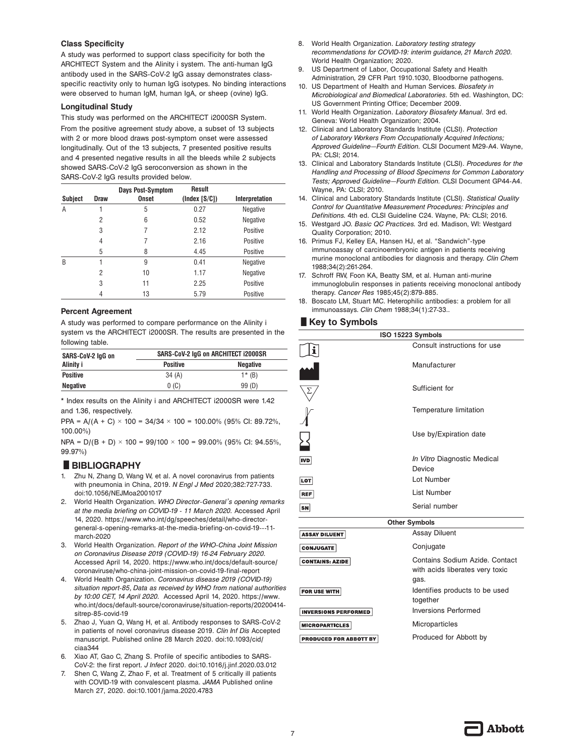### Class Specificity

A study was performed to support class specificity for both the ARCHITECT System and the Alinity i system. The anti-human IgG antibody used in the SARS-CoV-2 IgG assay demonstrates class-specific reactivity only to human IgG isotypes. No binding interactions were observed to human IgM, human IgA, or sheep (ovine) IgG.

### Longitudinal Study

This study was performed on the ARCHITECT i2000SR System.

From the positive agreement study above, a subset of 13 subjects with 2 or more blood draws post-symptom onset were assessed longitudinally. Out of the 13 subjects, 7 presented positive results and 4 presented negative results in all the bleeds while 2 subjects showed SARS-CoV-2 IgG seroconversion as shown in the SARS-CoV-2 IgG results provided below.

| Subject | Draw | Days Post-Symptom Onset | Result (Index [S/C]) | Interpretation |
|---|---|---|---|---|
| A | 1 | 5 | 0.27 | Negative |
| | 2 | 6 | 0.52 | Negative |
| | 3 | 7 | 2.12 | Positive |
| | 4 | 7 | 2.16 | Positive |
| | 5 | 8 | 4.45 | Positive |
| B | 1 | 9 | 0.41 | Negative |
| | 2 | 10 | 1.17 | Negative |
| | 3 | 11 | 2.25 | Positive |
| | 4 | 13 | 5.79 | Positive |

### Percent Agreement

A study was performed to compare performance on the Alinity i system vs the ARCHITECT i2000SR. The results are presented in the following table.

| SARS-CoV-2 IgG on Alinity i | SARS-CoV-2 IgG on ARCHITECT i2000SR | |
|---|---|---|
| | **Positive** | **Negative** |
| **Positive** | 34 (A) | 1* (B) |
| **Negative** | 0 (C) | 99 (D) |

* Index results on the Alinity i and ARCHITECT i2000SR were 1.42 and 1.36, respectively.

PPA = A/(A + C) × 100 = 34/34 × 100 = 100.00% (95% CI: 89.72%, 100.00%)

NPA = D/(B + D) × 100 = 99/100 × 100 = 99.00% (95% CI: 94.55%, 99.97%)

## BIBLIOGRAPHY

1. Zhu N, Zhang D, Wang W, et al. A novel coronavirus from patients with pneumonia in China, 2019. *N Engl J Med* 2020;382:727-733. doi:10.1056/NEJMoa2001017
2. World Health Organization. *WHO Director-General's opening remarks at the media briefing on COVID-19 - 11 March 2020.* Accessed April 14, 2020. https://www.who.int/dg/speeches/detail/who-director-general-s-opening-remarks-at-the-media-briefing-on-covid-19---11-march-2020
3. World Health Organization. *Report of the WHO-China Joint Mission on Coronavirus Disease 2019 (COVID-19) 16-24 February 2020.* Accessed April 14, 2020. https://www.who.int/docs/default-source/coronaviruse/who-china-joint-mission-on-covid-19-final-report
4. World Health Organization. *Coronavirus disease 2019 (COVID-19) situation report-85, Data as received by WHO from national authorities by 10:00 CET, 14 April 2020.* Accessed April 14, 2020. https://www.who.int/docs/default-source/coronaviruse/situation-reports/20200414-sitrep-85-covid-19
5. Zhao J, Yuan Q, Wang H, et al. Antibody responses to SARS-CoV-2 in patients of novel coronavirus disease 2019. *Clin Inf Dis* Accepted manuscript. Published online 28 March 2020. doi:10.1093/cid/ciaa344
6. Xiao AT, Gao C, Zhang S. Profile of specific antibodies to SARS-CoV-2: the first report. *J Infect* 2020. doi:10.1016/j.jinf.2020.03.012
7. Shen C, Wang Z, Zhao F, et al. Treatment of 5 critically ill patients with COVID-19 with convalescent plasma. *JAMA* Published online March 27, 2020. doi:10.1001/jama.2020.4783
8. World Health Organization. *Laboratory testing strategy recommendations for COVID-19: interim guidance, 21 March 2020.* World Health Organization; 2020.
9. US Department of Labor, Occupational Safety and Health Administration, 29 CFR Part 1910.1030, Bloodborne pathogens.
10. US Department of Health and Human Services. *Biosafety in Microbiological and Biomedical Laboratories.* 5th ed. Washington, DC: US Government Printing Office; December 2009.
11. World Health Organization. *Laboratory Biosafety Manual.* 3rd ed. Geneva: World Health Organization; 2004.
12. Clinical and Laboratory Standards Institute (CLSI). *Protection of Laboratory Workers From Occupationally Acquired Infections; Approved Guideline—Fourth Edition.* CLSI Document M29-A4. Wayne, PA: CLSI; 2014.
13. Clinical and Laboratory Standards Institute (CLSI). *Procedures for the Handling and Processing of Blood Specimens for Common Laboratory Tests; Approved Guideline—Fourth Edition.* CLSI Document GP44-A4. Wayne, PA: CLSI; 2010.
14. Clinical and Laboratory Standards Institute (CLSI). *Statistical Quality Control for Quantitative Measurement Procedures: Principles and Definitions.* 4th ed. CLSI Guideline C24. Wayne, PA: CLSI; 2016.
15. Westgard JO. *Basic QC Practices.* 3rd ed. Madison, WI: Westgard Quality Corporation; 2010.
16. Primus FJ, Kelley EA, Hansen HJ, et al. "Sandwich"-type immunoassay of carcinoembryonic antigen in patients receiving murine monoclonal antibodies for diagnosis and therapy. *Clin Chem* 1988;34(2):261-264.
17. Schroff RW, Foon KA, Beatty SM, et al. Human anti-murine immunoglobulin responses in patients receiving monoclonal antibody therapy. *Cancer Res* 1985;45(2):879-885.
18. Boscato LM, Stuart MC. Heterophilic antibodies: a problem for all immunoassays. *Clin Chem* 1988;34(1):27-33..

## Key to Symbols

| ISO 15223 Symbols | |
|---|---|
| i | Consult instructions for use |
| | Manufacturer |
| Σ | Sufficient for |
| | Temperature limitation |
| | Use by/Expiration date |
| IVD | *In Vitro* Diagnostic Medical Device |
| LOT | Lot Number |
| REF | List Number |
| SN | Serial number |

| Other Symbols | |
|---|---|
| ASSAY DILUENT | Assay Diluent |
| CONJUGATE | Conjugate |
| CONTAINS: AZIDE | Contains Sodium Azide. Contact with acids liberates very toxic gas. |
| FOR USE WITH | Identifies products to be used together |
| INVERSIONS PERFORMED | Inversions Performed |
| MICROPARTICLES | Microparticles |
| PRODUCED FOR ABBOTT BY | Produced for Abbott by |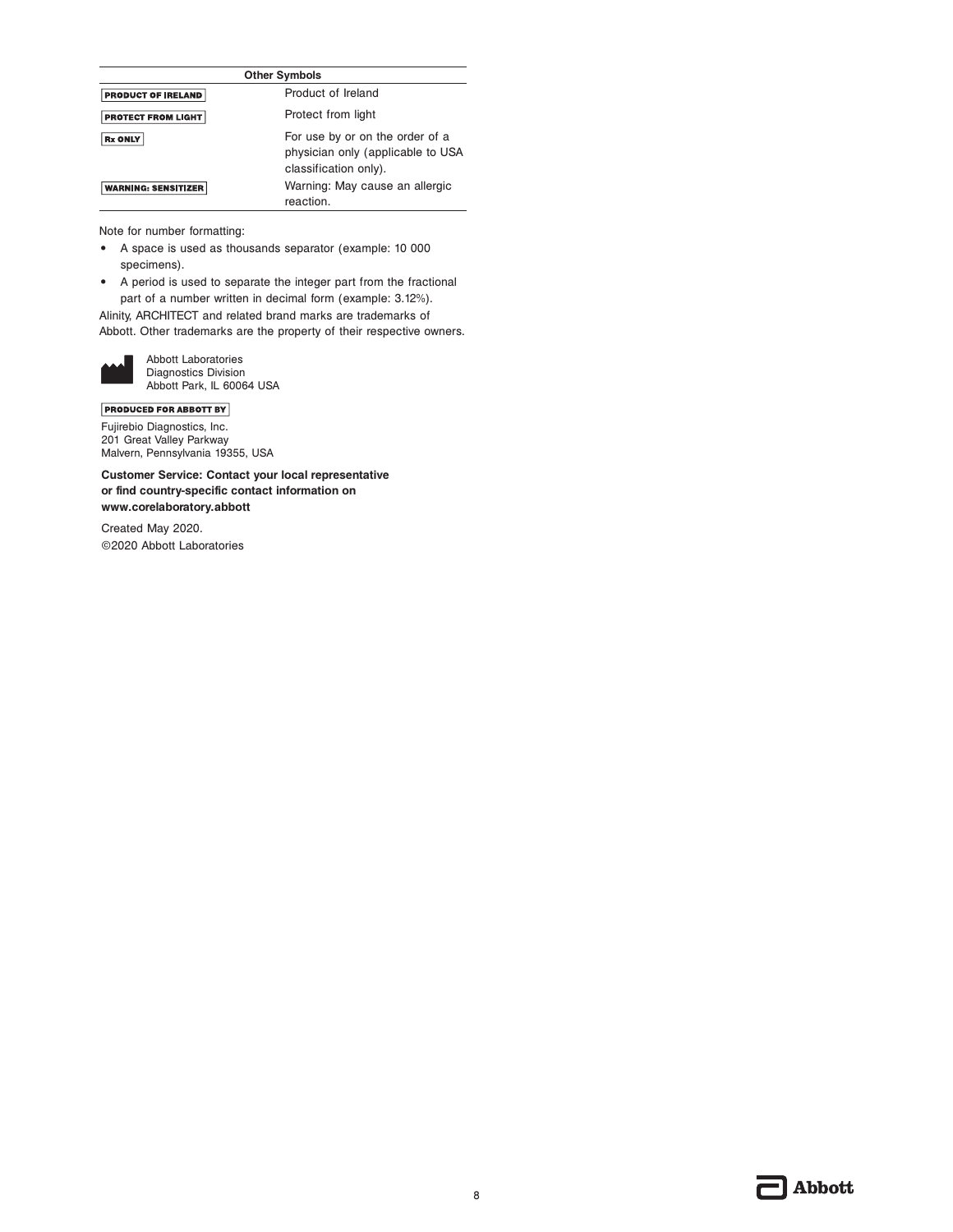| Other Symbols | |
|---|---|
| PRODUCT OF IRELAND | Product of Ireland |
| PROTECT FROM LIGHT | Protect from light |
| Rx ONLY | For use by or on the order of a physician only (applicable to USA classification only). |
| WARNING: SENSITIZER | Warning: May cause an allergic reaction. |

Note for number formatting:

- A space is used as thousands separator (example: 10 000 specimens).
- A period is used to separate the integer part from the fractional part of a number written in decimal form (example: 3.12%).

Alinity, ARCHITECT and related brand marks are trademarks of Abbott. Other trademarks are the property of their respective owners.

Abbott Laboratories
Diagnostics Division
Abbott Park, IL 60064 USA

PRODUCED FOR ABBOTT BY

Fujirebio Diagnostics, Inc.
201 Great Valley Parkway
Malvern, Pennsylvania 19355, USA

**Customer Service: Contact your local representative or find country-specific contact information on www.corelaboratory.abbott**

Created May 2020.
©2020 Abbott Laboratories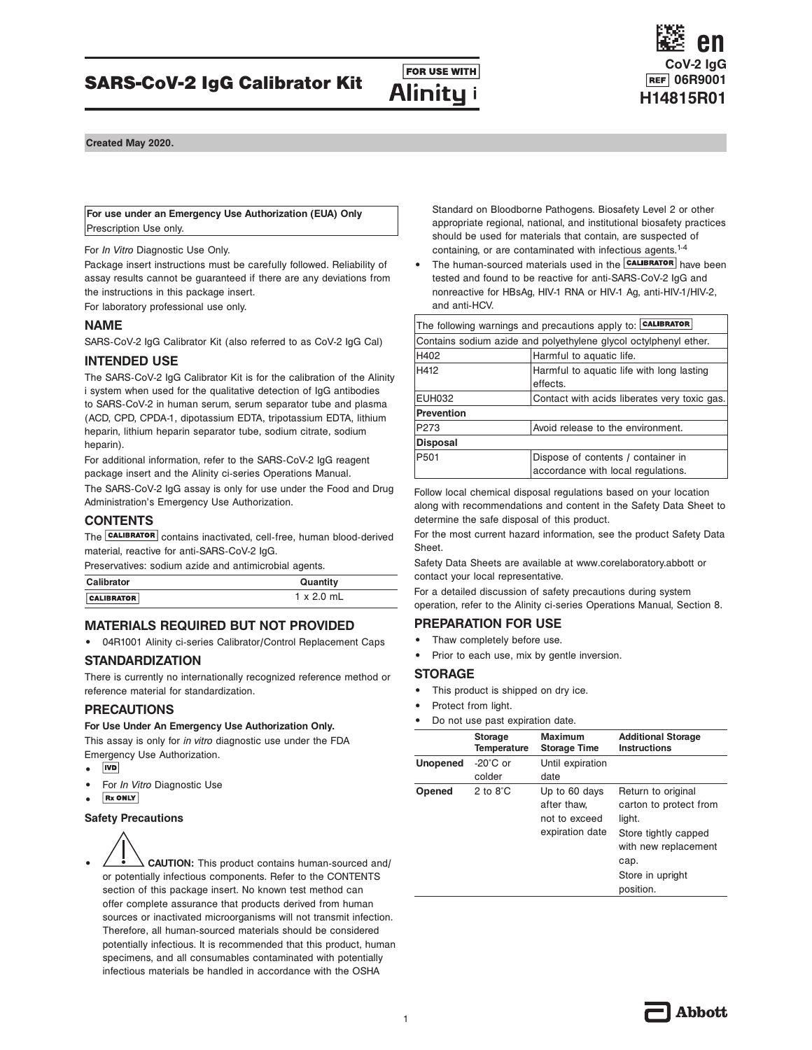# SARS-CoV-2 IgG Calibrator Kit

FOR USE WITH Alinity i

en
CoV-2 IgG
REF 06R9001
H14815R01

**Created May 2020.**

| **For use under an Emergency Use Authorization (EUA) Only** |
|---|
| Prescription Use only. |

For *In Vitro* Diagnostic Use Only.

Package insert instructions must be carefully followed. Reliability of assay results cannot be guaranteed if there are any deviations from the instructions in this package insert.

For laboratory professional use only.

## NAME

SARS-CoV-2 IgG Calibrator Kit (also referred to as CoV-2 IgG Cal)

## INTENDED USE

The SARS-CoV-2 IgG Calibrator Kit is for the calibration of the Alinity i system when used for the qualitative detection of IgG antibodies to SARS-CoV-2 in human serum, serum separator tube and plasma (ACD, CPD, CPDA-1, dipotassium EDTA, tripotassium EDTA, lithium heparin, lithium heparin separator tube, sodium citrate, sodium heparin).

For additional information, refer to the SARS-CoV-2 IgG reagent package insert and the Alinity ci-series Operations Manual.

The SARS-CoV-2 IgG assay is only for use under the Food and Drug Administration's Emergency Use Authorization.

## CONTENTS

The CALIBRATOR contains inactivated, cell-free, human blood-derived material, reactive for anti-SARS-CoV-2 IgG.

Preservatives: sodium azide and antimicrobial agents.

| Calibrator | Quantity |
|---|---|
| CALIBRATOR | 1 x 2.0 mL |

## MATERIALS REQUIRED BUT NOT PROVIDED

- 04R1001 Alinity ci-series Calibrator/Control Replacement Caps

## STANDARDIZATION

There is currently no internationally recognized reference method or reference material for standardization.

## PRECAUTIONS

**For Use Under An Emergency Use Authorization Only.**

This assay is only for *in vitro* diagnostic use under the FDA Emergency Use Authorization.

- IVD
- For *In Vitro* Diagnostic Use
- Rx ONLY

### Safety Precautions

- **CAUTION:** This product contains human-sourced and/or potentially infectious components. Refer to the CONTENTS section of this package insert. No known test method can offer complete assurance that products derived from human sources or inactivated microorganisms will not transmit infection. Therefore, all human-sourced materials should be considered potentially infectious. It is recommended that this product, human specimens, and all consumables contaminated with potentially infectious materials be handled in accordance with the OSHA Standard on Bloodborne Pathogens. Biosafety Level 2 or other appropriate regional, national, and institutional biosafety practices should be used for materials that contain, are suspected of containing, or are contaminated with infectious agents.[1-4]
- The human-sourced materials used in the CALIBRATOR have been tested and found to be reactive for anti-SARS-CoV-2 IgG and nonreactive for HBsAg, HIV-1 RNA or HIV-1 Ag, anti-HIV-1/HIV-2, and anti-HCV.

| The following warnings and precautions apply to: CALIBRATOR | |
|---|---|
| Contains sodium azide and polyethylene glycol octylphenyl ether. | |
| H402 | Harmful to aquatic life. |
| H412 | Harmful to aquatic life with long lasting effects. |
| EUH032 | Contact with acids liberates very toxic gas. |
| **Prevention** | |
| P273 | Avoid release to the environment. |
| **Disposal** | |
| P501 | Dispose of contents / container in accordance with local regulations. |

Follow local chemical disposal regulations based on your location along with recommendations and content in the Safety Data Sheet to determine the safe disposal of this product.

For the most current hazard information, see the product Safety Data Sheet.

Safety Data Sheets are available at www.corelaboratory.abbott or contact your local representative.

For a detailed discussion of safety precautions during system operation, refer to the Alinity ci-series Operations Manual, Section 8.

## PREPARATION FOR USE

- Thaw completely before use.
- Prior to each use, mix by gentle inversion.

## STORAGE

- This product is shipped on dry ice.
- Protect from light.
- Do not use past expiration date.

| | Storage Temperature | Maximum Storage Time | Additional Storage Instructions |
|---|---|---|---|
| **Unopened** | -20°C or colder | Until expiration date | |
| **Opened** | 2 to 8°C | Up to 60 days after thaw, not to exceed expiration date | Return to original carton to protect from light. Store tightly capped with new replacement cap. Store in upright position. |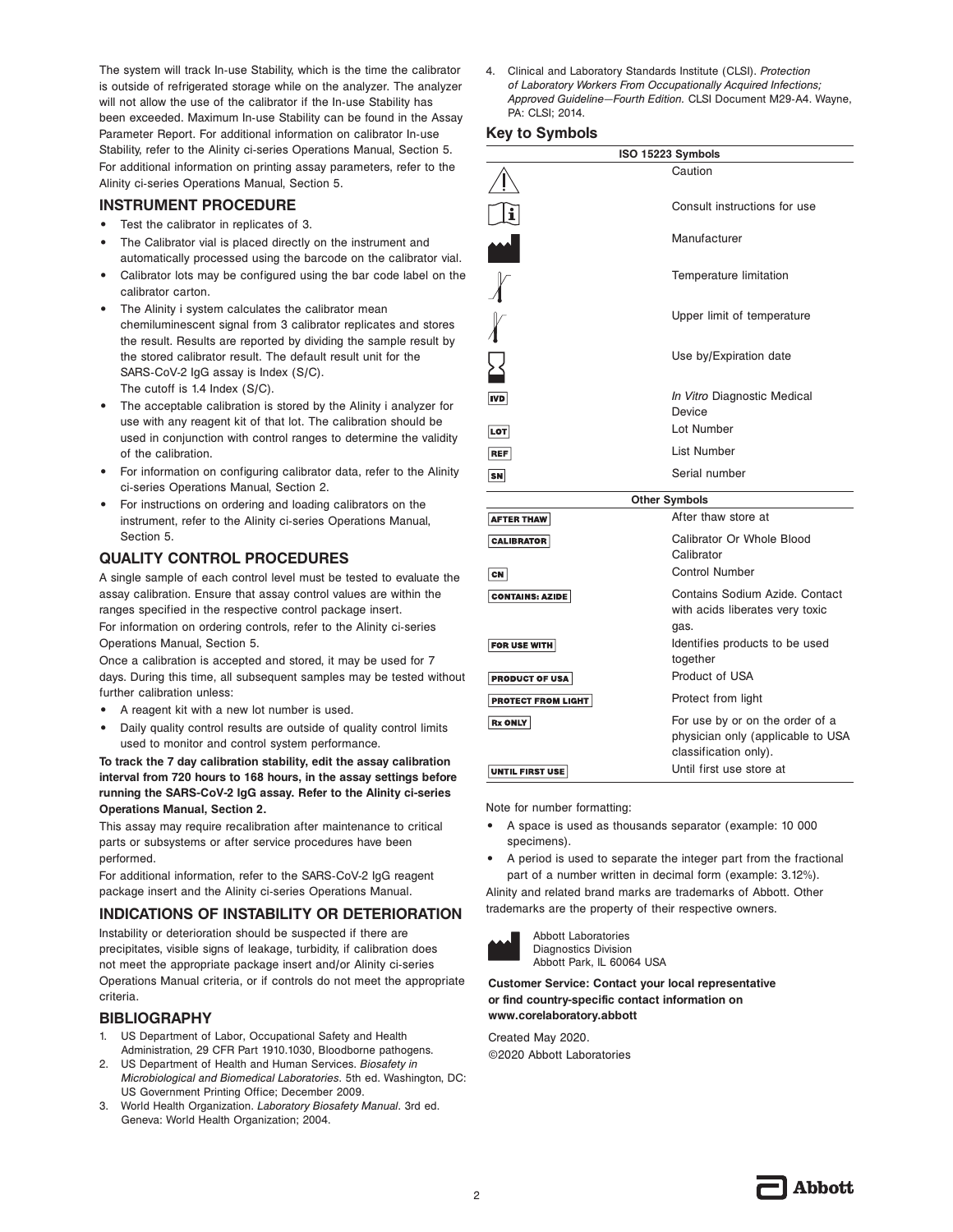The system will track In-use Stability, which is the time the calibrator is outside of refrigerated storage while on the analyzer. The analyzer will not allow the use of the calibrator if the In-use Stability has been exceeded. Maximum In-use Stability can be found in the Assay Parameter Report. For additional information on calibrator In-use Stability, refer to the Alinity ci-series Operations Manual, Section 5. For additional information on printing assay parameters, refer to the Alinity ci-series Operations Manual, Section 5.

## INSTRUMENT PROCEDURE

- Test the calibrator in replicates of 3.
- The Calibrator vial is placed directly on the instrument and automatically processed using the barcode on the calibrator vial.
- Calibrator lots may be configured using the bar code label on the calibrator carton.
- The Alinity i system calculates the calibrator mean chemiluminescent signal from 3 calibrator replicates and stores the result. Results are reported by dividing the sample result by the stored calibrator result. The default result unit for the SARS-CoV-2 IgG assay is Index (S/C). The cutoff is 1.4 Index (S/C).
- The acceptable calibration is stored by the Alinity i analyzer for use with any reagent kit of that lot. The calibration should be used in conjunction with control ranges to determine the validity of the calibration.
- For information on configuring calibrator data, refer to the Alinity ci-series Operations Manual, Section 2.
- For instructions on ordering and loading calibrators on the instrument, refer to the Alinity ci-series Operations Manual, Section 5.

## QUALITY CONTROL PROCEDURES

A single sample of each control level must be tested to evaluate the assay calibration. Ensure that assay control values are within the ranges specified in the respective control package insert.

For information on ordering controls, refer to the Alinity ci-series Operations Manual, Section 5.

Once a calibration is accepted and stored, it may be used for 7 days. During this time, all subsequent samples may be tested without further calibration unless:

- A reagent kit with a new lot number is used.
- Daily quality control results are outside of quality control limits used to monitor and control system performance.

**To track the 7 day calibration stability, edit the assay calibration interval from 720 hours to 168 hours, in the assay settings before running the SARS-CoV-2 IgG assay. Refer to the Alinity ci-series Operations Manual, Section 2.**

This assay may require recalibration after maintenance to critical parts or subsystems or after service procedures have been performed.

For additional information, refer to the SARS-CoV-2 IgG reagent package insert and the Alinity ci-series Operations Manual.

## INDICATIONS OF INSTABILITY OR DETERIORATION

Instability or deterioration should be suspected if there are precipitates, visible signs of leakage, turbidity, if calibration does not meet the appropriate package insert and/or Alinity ci-series Operations Manual criteria, or if controls do not meet the appropriate criteria.

## BIBLIOGRAPHY

1. US Department of Labor, Occupational Safety and Health Administration, 29 CFR Part 1910.1030, Bloodborne pathogens.
2. US Department of Health and Human Services. *Biosafety in Microbiological and Biomedical Laboratories*. 5th ed. Washington, DC: US Government Printing Office; December 2009.
3. World Health Organization. *Laboratory Biosafety Manual*. 3rd ed. Geneva: World Health Organization; 2004.
4. Clinical and Laboratory Standards Institute (CLSI). *Protection of Laboratory Workers From Occupationally Acquired Infections; Approved Guideline—Fourth Edition.* CLSI Document M29-A4. Wayne, PA: CLSI; 2014.

## Key to Symbols

| ISO 15223 Symbols | |
|---|---|
| ⚠ | Caution |
| [i] | Consult instructions for use |
| (factory symbol) | Manufacturer |
| (thermometer) | Temperature limitation |
| (thermometer) | Upper limit of temperature |
| (hourglass) | Use by/Expiration date |
| IVD | *In Vitro* Diagnostic Medical Device |
| LOT | Lot Number |
| REF | List Number |
| SN | Serial number |

| Other Symbols | |
|---|---|
| AFTER THAW | After thaw store at |
| CALIBRATOR | Calibrator Or Whole Blood Calibrator |
| CN | Control Number |
| CONTAINS: AZIDE | Contains Sodium Azide. Contact with acids liberates very toxic gas. |
| FOR USE WITH | Identifies products to be used together |
| PRODUCT OF USA | Product of USA |
| PROTECT FROM LIGHT | Protect from light |
| Rx ONLY | For use by or on the order of a physician only (applicable to USA classification only). |
| UNTIL FIRST USE | Until first use store at |

Note for number formatting:

- A space is used as thousands separator (example: 10 000 specimens).
- A period is used to separate the integer part from the fractional part of a number written in decimal form (example: 3.12%).

Alinity and related brand marks are trademarks of Abbott. Other trademarks are the property of their respective owners.

Abbott Laboratories
Diagnostics Division
Abbott Park, IL 60064 USA

**Customer Service: Contact your local representative or find country-specific contact information on www.corelaboratory.abbott**

Created May 2020.
©2020 Abbott Laboratories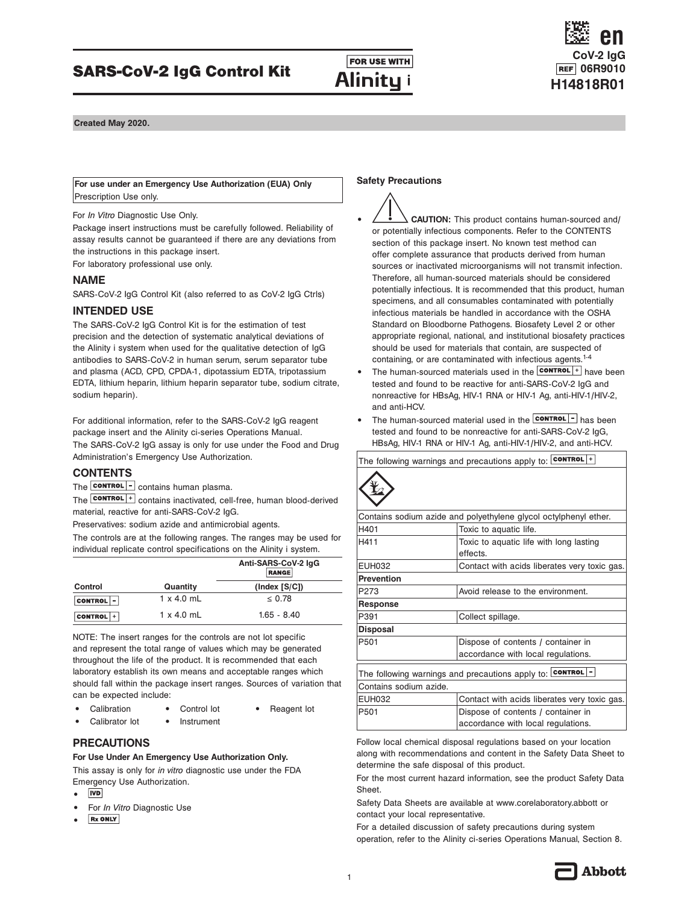# SARS-CoV-2 IgG Control Kit

FOR USE WITH Alinity i

en
CoV-2 IgG
REF 06R9010
H14818R01

**Created May 2020.**

| **For use under an Emergency Use Authorization (EUA) Only** |
| --- |
| Prescription Use only. |

For *In Vitro* Diagnostic Use Only.

Package insert instructions must be carefully followed. Reliability of assay results cannot be guaranteed if there are any deviations from the instructions in this package insert.

For laboratory professional use only.

## NAME

SARS-CoV-2 IgG Control Kit (also referred to as CoV-2 IgG Ctrls)

## INTENDED USE

The SARS-CoV-2 IgG Control Kit is for the estimation of test precision and the detection of systematic analytical deviations of the Alinity i system when used for the qualitative detection of IgG antibodies to SARS-CoV-2 in human serum, serum separator tube and plasma (ACD, CPD, CPDA-1, dipotassium EDTA, tripotassium EDTA, lithium heparin, lithium heparin separator tube, sodium citrate, sodium heparin).

For additional information, refer to the SARS-CoV-2 IgG reagent package insert and the Alinity ci-series Operations Manual.

The SARS-CoV-2 IgG assay is only for use under the Food and Drug Administration's Emergency Use Authorization.

## CONTENTS

The CONTROL - contains human plasma.

The CONTROL + contains inactivated, cell-free, human blood-derived material, reactive for anti-SARS-CoV-2 IgG.

Preservatives: sodium azide and antimicrobial agents.

The controls are at the following ranges. The ranges may be used for individual replicate control specifications on the Alinity i system.

| Control | Quantity | Anti-SARS-CoV-2 IgG RANGE (Index [S/C]) |
| --- | --- | --- |
| CONTROL - | 1 x 4.0 mL | ≤ 0.78 |
| CONTROL + | 1 x 4.0 mL | 1.65 - 8.40 |

NOTE: The insert ranges for the controls are not lot specific and represent the total range of values which may be generated throughout the life of the product. It is recommended that each laboratory establish its own means and acceptable ranges which should fall within the package insert ranges. Sources of variation that can be expected include:

- Calibration
- Calibrator lot
- Control lot
- Instrument
- Reagent lot

## PRECAUTIONS

**For Use Under An Emergency Use Authorization Only.**

This assay is only for *in vitro* diagnostic use under the FDA Emergency Use Authorization.

- IVD
- For *In Vitro* Diagnostic Use
- Rx ONLY

### Safety Precautions

- **CAUTION:** This product contains human-sourced and/or potentially infectious components. Refer to the CONTENTS section of this package insert. No known test method can offer complete assurance that products derived from human sources or inactivated microorganisms will not transmit infection. Therefore, all human-sourced materials should be considered potentially infectious. It is recommended that this product, human specimens, and all consumables contaminated with potentially infectious materials be handled in accordance with the OSHA Standard on Bloodborne Pathogens. Biosafety Level 2 or other appropriate regional, national, and institutional biosafety practices should be used for materials that contain, are suspected of containing, or are contaminated with infectious agents.[1-4]
- The human-sourced materials used in the CONTROL + have been tested and found to be reactive for anti-SARS-CoV-2 IgG and nonreactive for HBsAg, HIV-1 RNA or HIV-1 Ag, anti-HIV-1/HIV-2, and anti-HCV.
- The human-sourced material used in the CONTROL - has been tested and found to be nonreactive for anti-SARS-CoV-2 IgG, HBsAg, HIV-1 RNA or HIV-1 Ag, anti-HIV-1/HIV-2, and anti-HCV.

| The following warnings and precautions apply to: CONTROL + | |
| --- | --- |
| Contains sodium azide and polyethylene glycol octylphenyl ether. | |
| H401 | Toxic to aquatic life. |
| H411 | Toxic to aquatic life with long lasting effects. |
| EUH032 | Contact with acids liberates very toxic gas. |
| **Prevention** | |
| P273 | Avoid release to the environment. |
| **Response** | |
| P391 | Collect spillage. |
| **Disposal** | |
| P501 | Dispose of contents / container in accordance with local regulations. |

| The following warnings and precautions apply to: CONTROL - | |
| --- | --- |
| Contains sodium azide. | |
| EUH032 | Contact with acids liberates very toxic gas. |
| P501 | Dispose of contents / container in accordance with local regulations. |

Follow local chemical disposal regulations based on your location along with recommendations and content in the Safety Data Sheet to determine the safe disposal of this product.

For the most current hazard information, see the product Safety Data Sheet.

Safety Data Sheets are available at www.corelaboratory.abbott or contact your local representative.

For a detailed discussion of safety precautions during system operation, refer to the Alinity ci-series Operations Manual, Section 8.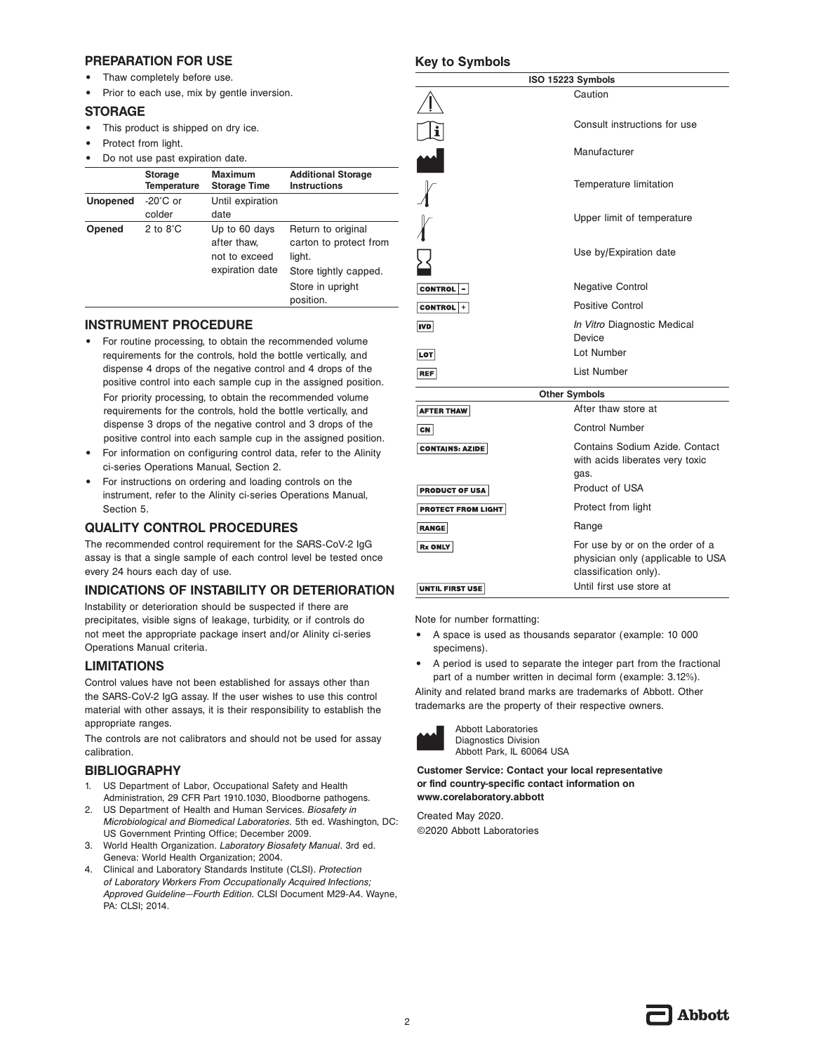## PREPARATION FOR USE

- Thaw completely before use.
- Prior to each use, mix by gentle inversion.

## STORAGE

- This product is shipped on dry ice.
- Protect from light.
- Do not use past expiration date.

| | Storage Temperature | Maximum Storage Time | Additional Storage Instructions |
|---|---|---|---|
| **Unopened** | -20°C or colder | Until expiration date | |
| **Opened** | 2 to 8°C | Up to 60 days after thaw, not to exceed expiration date | Return to original carton to protect from light. Store tightly capped. Store in upright position. |

## INSTRUMENT PROCEDURE

- For routine processing, to obtain the recommended volume requirements for the controls, hold the bottle vertically, and dispense 4 drops of the negative control and 4 drops of the positive control into each sample cup in the assigned position.
  For priority processing, to obtain the recommended volume requirements for the controls, hold the bottle vertically, and dispense 3 drops of the negative control and 3 drops of the positive control into each sample cup in the assigned position.
- For information on configuring control data, refer to the Alinity ci-series Operations Manual, Section 2.
- For instructions on ordering and loading controls on the instrument, refer to the Alinity ci-series Operations Manual, Section 5.

## QUALITY CONTROL PROCEDURES

The recommended control requirement for the SARS-CoV-2 IgG assay is that a single sample of each control level be tested once every 24 hours each day of use.

## INDICATIONS OF INSTABILITY OR DETERIORATION

Instability or deterioration should be suspected if there are precipitates, visible signs of leakage, turbidity, or if controls do not meet the appropriate package insert and/or Alinity ci-series Operations Manual criteria.

## LIMITATIONS

Control values have not been established for assays other than the SARS-CoV-2 IgG assay. If the user wishes to use this control material with other assays, it is their responsibility to establish the appropriate ranges.

The controls are not calibrators and should not be used for assay calibration.

## BIBLIOGRAPHY

1. US Department of Labor, Occupational Safety and Health Administration, 29 CFR Part 1910.1030, Bloodborne pathogens.
2. US Department of Health and Human Services. *Biosafety in Microbiological and Biomedical Laboratories*. 5th ed. Washington, DC: US Government Printing Office; December 2009.
3. World Health Organization. *Laboratory Biosafety Manual*. 3rd ed. Geneva: World Health Organization; 2004.
4. Clinical and Laboratory Standards Institute (CLSI). *Protection of Laboratory Workers From Occupationally Acquired Infections; Approved Guideline—Fourth Edition.* CLSI Document M29-A4. Wayne, PA: CLSI; 2014.

## Key to Symbols

| ISO 15223 Symbols | |
|---|---|
| | Caution |
| | Consult instructions for use |
| | Manufacturer |
| | Temperature limitation |
| | Upper limit of temperature |
| | Use by/Expiration date |
| CONTROL − | Negative Control |
| CONTROL + | Positive Control |
| IVD | *In Vitro* Diagnostic Medical Device |
| LOT | Lot Number |
| REF | List Number |
| **Other Symbols** | |
| AFTER THAW | After thaw store at |
| CN | Control Number |
| CONTAINS: AZIDE | Contains Sodium Azide. Contact with acids liberates very toxic gas. |
| PRODUCT OF USA | Product of USA |
| PROTECT FROM LIGHT | Protect from light |
| RANGE | Range |
| Rx ONLY | For use by or on the order of a physician only (applicable to USA classification only). |
| UNTIL FIRST USE | Until first use store at |

Note for number formatting:

- A space is used as thousands separator (example: 10 000 specimens).
- A period is used to separate the integer part from the fractional part of a number written in decimal form (example: 3.12%).

Alinity and related brand marks are trademarks of Abbott. Other trademarks are the property of their respective owners.

Abbott Laboratories
Diagnostics Division
Abbott Park, IL 60064 USA

**Customer Service: Contact your local representative or find country-specific contact information on www.corelaboratory.abbott**

Created May 2020.
©2020 Abbott Laboratories